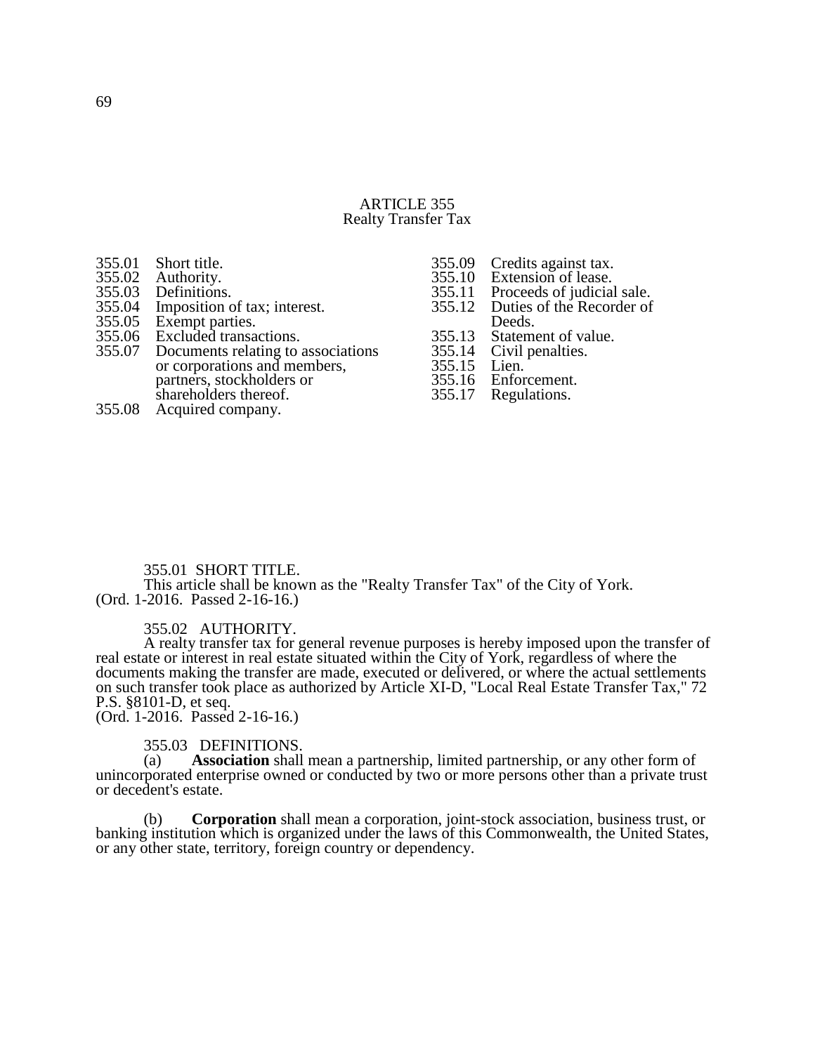# ARTICLE 355
## Realty Transfer Tax

- 355.01 Short title.
- 355.02 Authority.
- 355.03 Definitions.
- 355.04 Imposition of tax; interest.
- 355.05 Exempt parties.
- 355.06 Excluded transactions.
- 355.07 Documents relating to associations or corporations and members, partners, stockholders or shareholders thereof.
- 355.08 Acquired company.
- 355.09 Credits against tax.
- 355.10 Extension of lease.
- 355.11 Proceeds of judicial sale.
- 355.12 Duties of the Recorder of Deeds.
- 355.13 Statement of value.
- 355.14 Civil penalties.
- 355.15 Lien.
- 355.16 Enforcement.
- 355.17 Regulations.

### 355.01 SHORT TITLE.

This article shall be known as the "Realty Transfer Tax" of the City of York.
(Ord. 1-2016. Passed 2-16-16.)

### 355.02 AUTHORITY.

A realty transfer tax for general revenue purposes is hereby imposed upon the transfer of real estate or interest in real estate situated within the City of York, regardless of where the documents making the transfer are made, executed or delivered, or where the actual settlements on such transfer took place as authorized by Article XI-D, "Local Real Estate Transfer Tax," 72 P.S. §8101-D, et seq.
(Ord. 1-2016. Passed 2-16-16.)

### 355.03 DEFINITIONS.

(a) **Association** shall mean a partnership, limited partnership, or any other form of unincorporated enterprise owned or conducted by two or more persons other than a private trust or decedent's estate.

(b) **Corporation** shall mean a corporation, joint-stock association, business trust, or banking institution which is organized under the laws of this Commonwealth, the United States, or any other state, territory, foreign country or dependency.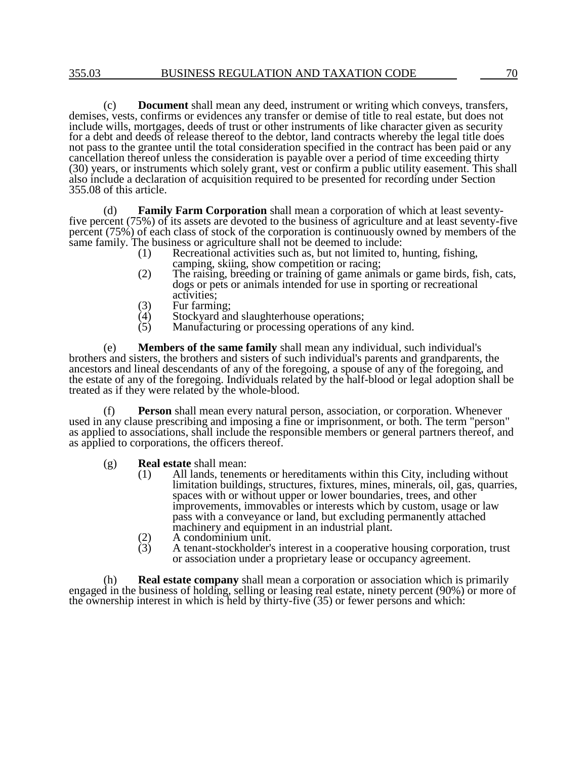(c) **Document** shall mean any deed, instrument or writing which conveys, transfers, demises, vests, confirms or evidences any transfer or demise of title to real estate, but does not include wills, mortgages, deeds of trust or other instruments of like character given as security for a debt and deeds of release thereof to the debtor, land contracts whereby the legal title does not pass to the grantee until the total consideration specified in the contract has been paid or any cancellation thereof unless the consideration is payable over a period of time exceeding thirty (30) years, or instruments which solely grant, vest or confirm a public utility easement. This shall also include a declaration of acquisition required to be presented for recording under Section 355.08 of this article.

(d) **Family Farm Corporation** shall mean a corporation of which at least seventy-five percent (75%) of its assets are devoted to the business of agriculture and at least seventy-five percent (75%) of each class of stock of the corporation is continuously owned by members of the same family. The business or agriculture shall not be deemed to include:

(1) Recreational activities such as, but not limited to, hunting, fishing, camping, skiing, show competition or racing;
(2) The raising, breeding or training of game animals or game birds, fish, cats, dogs or pets or animals intended for use in sporting or recreational activities;
(3) Fur farming;
(4) Stockyard and slaughterhouse operations;
(5) Manufacturing or processing operations of any kind.

(e) **Members of the same family** shall mean any individual, such individual's brothers and sisters, the brothers and sisters of such individual's parents and grandparents, the ancestors and lineal descendants of any of the foregoing, a spouse of any of the foregoing, and the estate of any of the foregoing. Individuals related by the half-blood or legal adoption shall be treated as if they were related by the whole-blood.

(f) **Person** shall mean every natural person, association, or corporation. Whenever used in any clause prescribing and imposing a fine or imprisonment, or both. The term "person" as applied to associations, shall include the responsible members or general partners thereof, and as applied to corporations, the officers thereof.

(g) **Real estate** shall mean:

(1) All lands, tenements or hereditaments within this City, including without limitation buildings, structures, fixtures, mines, minerals, oil, gas, quarries, spaces with or without upper or lower boundaries, trees, and other improvements, immovables or interests which by custom, usage or law pass with a conveyance or land, but excluding permanently attached machinery and equipment in an industrial plant.
(2) A condominium unit.
(3) A tenant-stockholder's interest in a cooperative housing corporation, trust or association under a proprietary lease or occupancy agreement.

(h) **Real estate company** shall mean a corporation or association which is primarily engaged in the business of holding, selling or leasing real estate, ninety percent (90%) or more of the ownership interest in which is held by thirty-five (35) or fewer persons and which: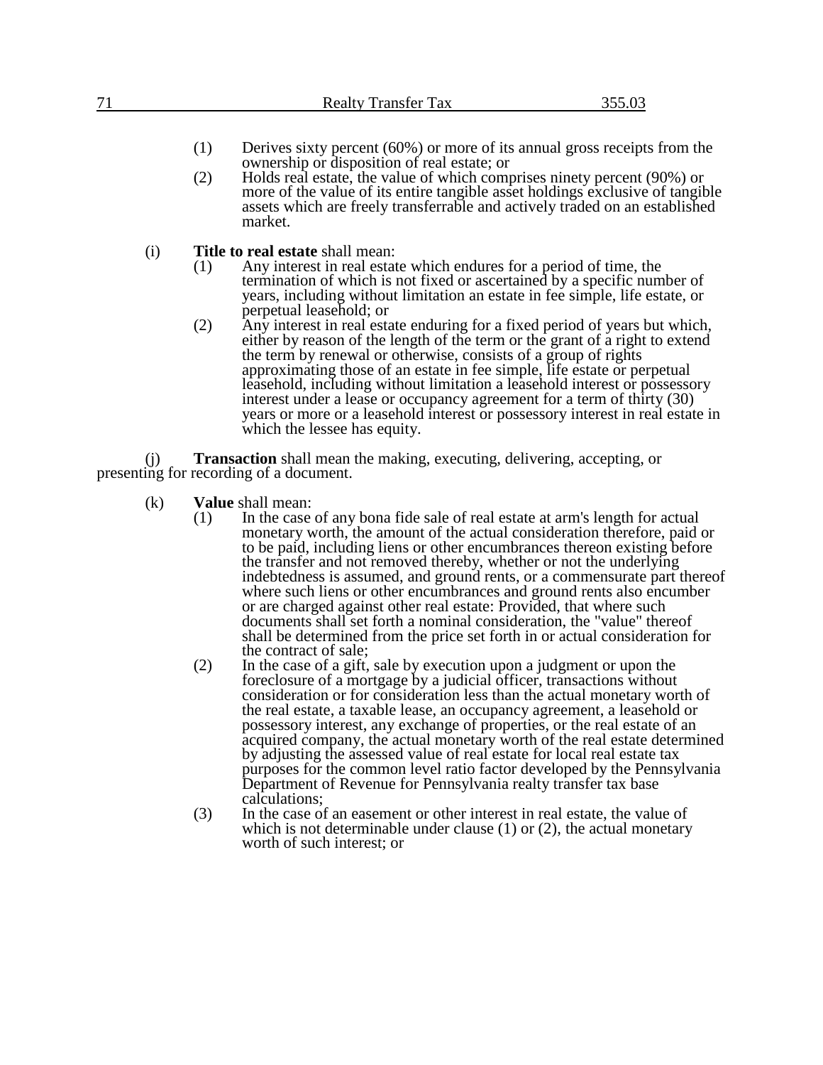(1) Derives sixty percent (60%) or more of its annual gross receipts from the ownership or disposition of real estate; or

(2) Holds real estate, the value of which comprises ninety percent (90%) or more of the value of its entire tangible asset holdings exclusive of tangible assets which are freely transferrable and actively traded on an established market.

(i) **Title to real estate** shall mean:

(1) Any interest in real estate which endures for a period of time, the termination of which is not fixed or ascertained by a specific number of years, including without limitation an estate in fee simple, life estate, or perpetual leasehold; or

(2) Any interest in real estate enduring for a fixed period of years but which, either by reason of the length of the term or the grant of a right to extend the term by renewal or otherwise, consists of a group of rights approximating those of an estate in fee simple, life estate or perpetual leasehold, including without limitation a leasehold interest or possessory interest under a lease or occupancy agreement for a term of thirty (30) years or more or a leasehold interest or possessory interest in real estate in which the lessee has equity.

(j) **Transaction** shall mean the making, executing, delivering, accepting, or presenting for recording of a document.

(k) **Value** shall mean:

(1) In the case of any bona fide sale of real estate at arm's length for actual monetary worth, the amount of the actual consideration therefore, paid or to be paid, including liens or other encumbrances thereon existing before the transfer and not removed thereby, whether or not the underlying indebtedness is assumed, and ground rents, or a commensurate part thereof where such liens or other encumbrances and ground rents also encumber or are charged against other real estate: Provided, that where such documents shall set forth a nominal consideration, the "value" thereof shall be determined from the price set forth in or actual consideration for the contract of sale;

(2) In the case of a gift, sale by execution upon a judgment or upon the foreclosure of a mortgage by a judicial officer, transactions without consideration or for consideration less than the actual monetary worth of the real estate, a taxable lease, an occupancy agreement, a leasehold or possessory interest, any exchange of properties, or the real estate of an acquired company, the actual monetary worth of the real estate determined by adjusting the assessed value of real estate for local real estate tax purposes for the common level ratio factor developed by the Pennsylvania Department of Revenue for Pennsylvania realty transfer tax base calculations;

(3) In the case of an easement or other interest in real estate, the value of which is not determinable under clause (1) or (2), the actual monetary worth of such interest; or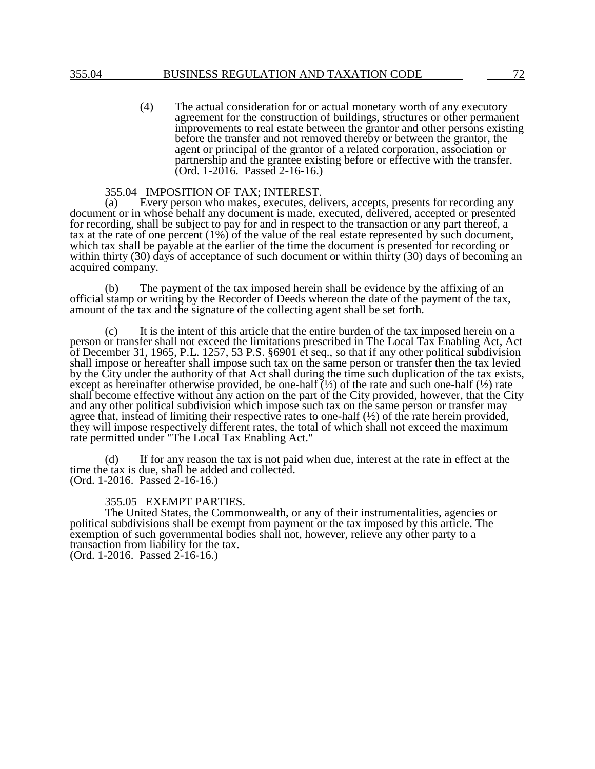(4) The actual consideration for or actual monetary worth of any executory agreement for the construction of buildings, structures or other permanent improvements to real estate between the grantor and other persons existing before the transfer and not removed thereby or between the grantor, the agent or principal of the grantor of a related corporation, association or partnership and the grantee existing before or effective with the transfer. (Ord. 1-2016. Passed 2-16-16.)

### 355.04 IMPOSITION OF TAX; INTEREST.

(a) Every person who makes, executes, delivers, accepts, presents for recording any document or in whose behalf any document is made, executed, delivered, accepted or presented for recording, shall be subject to pay for and in respect to the transaction or any part thereof, a tax at the rate of one percent (1%) of the value of the real estate represented by such document, which tax shall be payable at the earlier of the time the document is presented for recording or within thirty (30) days of acceptance of such document or within thirty (30) days of becoming an acquired company.

(b) The payment of the tax imposed herein shall be evidence by the affixing of an official stamp or writing by the Recorder of Deeds whereon the date of the payment of the tax, amount of the tax and the signature of the collecting agent shall be set forth.

(c) It is the intent of this article that the entire burden of the tax imposed herein on a person or transfer shall not exceed the limitations prescribed in The Local Tax Enabling Act, Act of December 31, 1965, P.L. 1257, 53 P.S. §6901 et seq., so that if any other political subdivision shall impose or hereafter shall impose such tax on the same person or transfer then the tax levied by the City under the authority of that Act shall during the time such duplication of the tax exists, except as hereinafter otherwise provided, be one-half (½) of the rate and such one-half (½) rate shall become effective without any action on the part of the City provided, however, that the City and any other political subdivision which impose such tax on the same person or transfer may agree that, instead of limiting their respective rates to one-half (½) of the rate herein provided, they will impose respectively different rates, the total of which shall not exceed the maximum rate permitted under "The Local Tax Enabling Act."

(d) If for any reason the tax is not paid when due, interest at the rate in effect at the time the tax is due, shall be added and collected.
(Ord. 1-2016. Passed 2-16-16.)

### 355.05 EXEMPT PARTIES.

The United States, the Commonwealth, or any of their instrumentalities, agencies or political subdivisions shall be exempt from payment or the tax imposed by this article. The exemption of such governmental bodies shall not, however, relieve any other party to a transaction from liability for the tax.
(Ord. 1-2016. Passed 2-16-16.)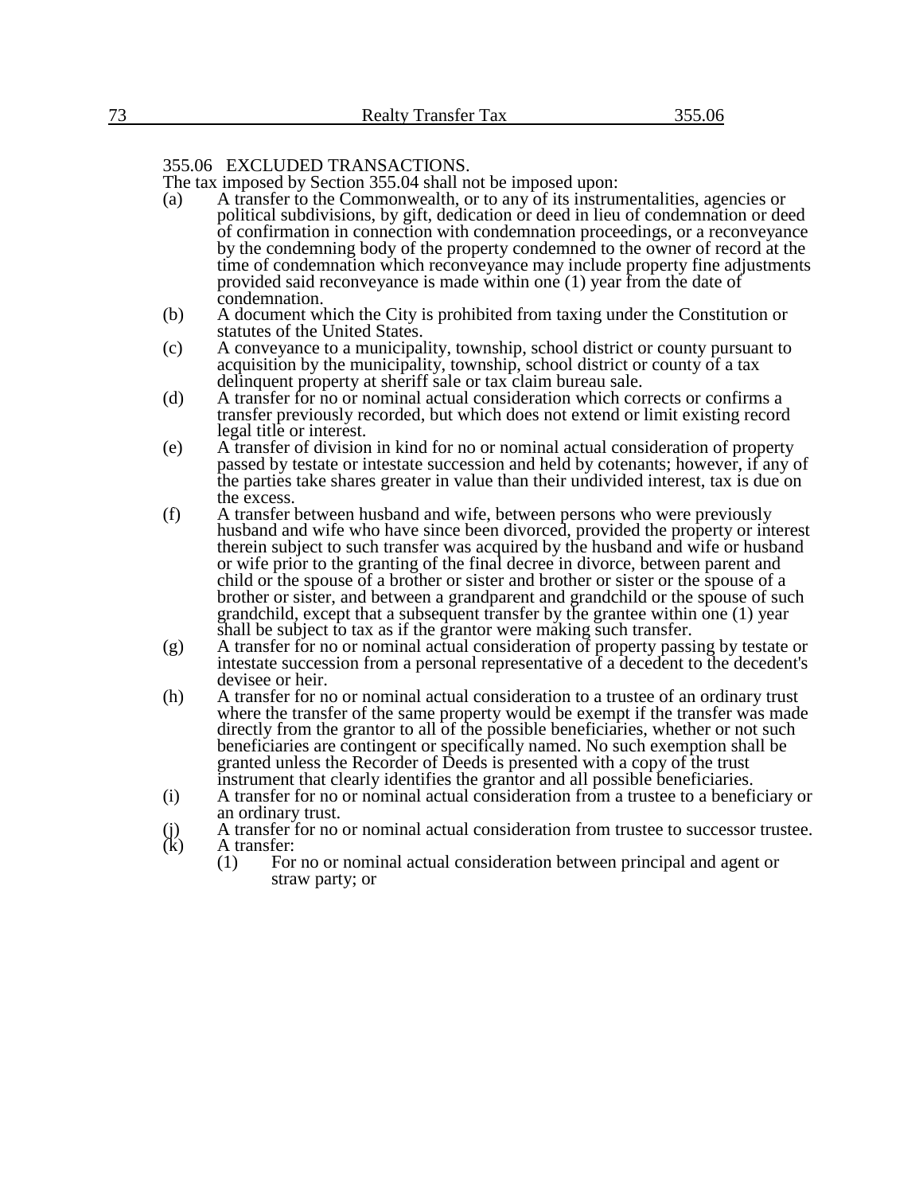## 355.06 EXCLUDED TRANSACTIONS.

The tax imposed by Section 355.04 shall not be imposed upon:

(a) A transfer to the Commonwealth, or to any of its instrumentalities, agencies or political subdivisions, by gift, dedication or deed in lieu of condemnation or deed of confirmation in connection with condemnation proceedings, or a reconveyance by the condemning body of the property condemned to the owner of record at the time of condemnation which reconveyance may include property fine adjustments provided said reconveyance is made within one (1) year from the date of condemnation.

(b) A document which the City is prohibited from taxing under the Constitution or statutes of the United States.

(c) A conveyance to a municipality, township, school district or county pursuant to acquisition by the municipality, township, school district or county of a tax delinquent property at sheriff sale or tax claim bureau sale.

(d) A transfer for no or nominal actual consideration which corrects or confirms a transfer previously recorded, but which does not extend or limit existing record legal title or interest.

(e) A transfer of division in kind for no or nominal actual consideration of property passed by testate or intestate succession and held by cotenants; however, if any of the parties take shares greater in value than their undivided interest, tax is due on the excess.

(f) A transfer between husband and wife, between persons who were previously husband and wife who have since been divorced, provided the property or interest therein subject to such transfer was acquired by the husband and wife or husband or wife prior to the granting of the final decree in divorce, between parent and child or the spouse of a brother or sister and brother or sister or the spouse of a brother or sister, and between a grandparent and grandchild or the spouse of such grandchild, except that a subsequent transfer by the grantee within one (1) year shall be subject to tax as if the grantor were making such transfer.

(g) A transfer for no or nominal actual consideration of property passing by testate or intestate succession from a personal representative of a decedent to the decedent's devisee or heir.

(h) A transfer for no or nominal actual consideration to a trustee of an ordinary trust where the transfer of the same property would be exempt if the transfer was made directly from the grantor to all of the possible beneficiaries, whether or not such beneficiaries are contingent or specifically named. No such exemption shall be granted unless the Recorder of Deeds is presented with a copy of the trust instrument that clearly identifies the grantor and all possible beneficiaries.

(i) A transfer for no or nominal actual consideration from a trustee to a beneficiary or an ordinary trust.

(j) A transfer for no or nominal actual consideration from trustee to successor trustee.

(k) A transfer:

(1) For no or nominal actual consideration between principal and agent or straw party; or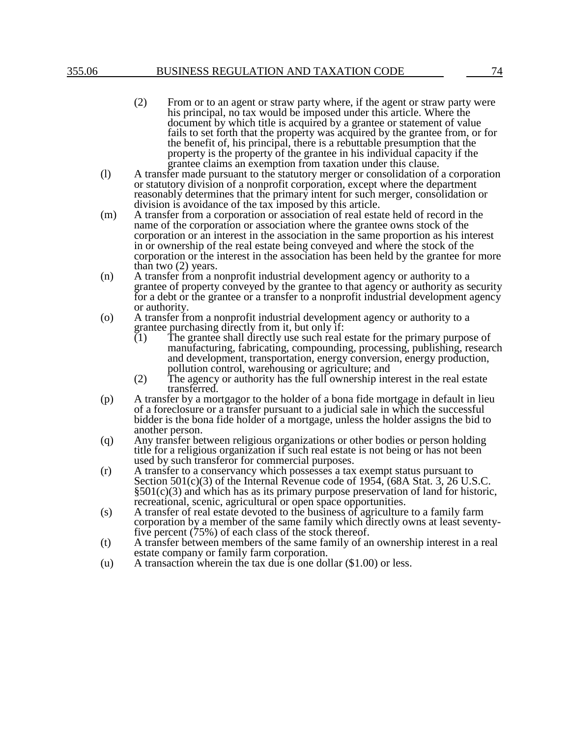(2) From or to an agent or straw party where, if the agent or straw party were his principal, no tax would be imposed under this article. Where the document by which title is acquired by a grantee or statement of value fails to set forth that the property was acquired by the grantee from, or for the benefit of, his principal, there is a rebuttable presumption that the property is the property of the grantee in his individual capacity if the grantee claims an exemption from taxation under this clause.

(l) A transfer made pursuant to the statutory merger or consolidation of a corporation or statutory division of a nonprofit corporation, except where the department reasonably determines that the primary intent for such merger, consolidation or division is avoidance of the tax imposed by this article.

(m) A transfer from a corporation or association of real estate held of record in the name of the corporation or association where the grantee owns stock of the corporation or an interest in the association in the same proportion as his interest in or ownership of the real estate being conveyed and where the stock of the corporation or the interest in the association has been held by the grantee for more than two (2) years.

(n) A transfer from a nonprofit industrial development agency or authority to a grantee of property conveyed by the grantee to that agency or authority as security for a debt or the grantee or a transfer to a nonprofit industrial development agency or authority.

(o) A transfer from a nonprofit industrial development agency or authority to a grantee purchasing directly from it, but only if:

   (1) The grantee shall directly use such real estate for the primary purpose of manufacturing, fabricating, compounding, processing, publishing, research and development, transportation, energy conversion, energy production, pollution control, warehousing or agriculture; and

   (2) The agency or authority has the full ownership interest in the real estate transferred.

(p) A transfer by a mortgagor to the holder of a bona fide mortgage in default in lieu of a foreclosure or a transfer pursuant to a judicial sale in which the successful bidder is the bona fide holder of a mortgage, unless the holder assigns the bid to another person.

(q) Any transfer between religious organizations or other bodies or person holding title for a religious organization if such real estate is not being or has not been used by such transferor for commercial purposes.

(r) A transfer to a conservancy which possesses a tax exempt status pursuant to Section 501(c)(3) of the Internal Revenue code of 1954, (68A Stat. 3, 26 U.S.C. §501(c)(3) and which has as its primary purpose preservation of land for historic, recreational, scenic, agricultural or open space opportunities.

(s) A transfer of real estate devoted to the business of agriculture to a family farm corporation by a member of the same family which directly owns at least seventy-five percent (75%) of each class of the stock thereof.

(t) A transfer between members of the same family of an ownership interest in a real estate company or family farm corporation.

(u) A transaction wherein the tax due is one dollar ($1.00) or less.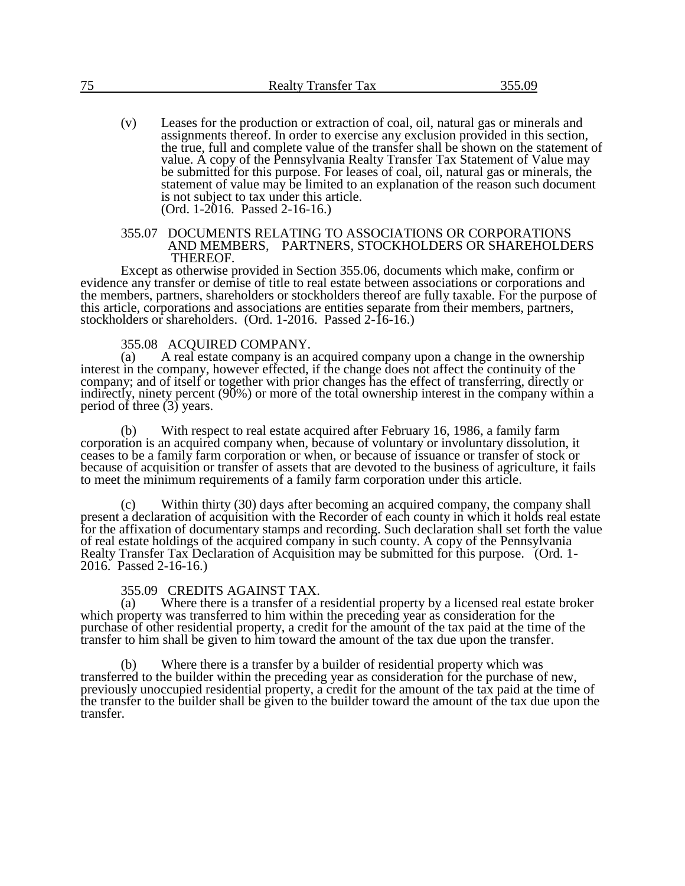(v) Leases for the production or extraction of coal, oil, natural gas or minerals and assignments thereof. In order to exercise any exclusion provided in this section, the true, full and complete value of the transfer shall be shown on the statement of value. A copy of the Pennsylvania Realty Transfer Tax Statement of Value may be submitted for this purpose. For leases of coal, oil, natural gas or minerals, the statement of value may be limited to an explanation of the reason such document is not subject to tax under this article.
(Ord. 1-2016. Passed 2-16-16.)

### 355.07 DOCUMENTS RELATING TO ASSOCIATIONS OR CORPORATIONS AND MEMBERS, PARTNERS, STOCKHOLDERS OR SHAREHOLDERS THEREOF.

Except as otherwise provided in Section 355.06, documents which make, confirm or evidence any transfer or demise of title to real estate between associations or corporations and the members, partners, shareholders or stockholders thereof are fully taxable. For the purpose of this article, corporations and associations are entities separate from their members, partners, stockholders or shareholders. (Ord. 1-2016. Passed 2-16-16.)

### 355.08 ACQUIRED COMPANY.

(a) A real estate company is an acquired company upon a change in the ownership interest in the company, however effected, if the change does not affect the continuity of the company; and of itself or together with prior changes has the effect of transferring, directly or indirectly, ninety percent (90%) or more of the total ownership interest in the company within a period of three (3) years.

(b) With respect to real estate acquired after February 16, 1986, a family farm corporation is an acquired company when, because of voluntary or involuntary dissolution, it ceases to be a family farm corporation or when, or because of issuance or transfer of stock or because of acquisition or transfer of assets that are devoted to the business of agriculture, it fails to meet the minimum requirements of a family farm corporation under this article.

(c) Within thirty (30) days after becoming an acquired company, the company shall present a declaration of acquisition with the Recorder of each county in which it holds real estate for the affixation of documentary stamps and recording. Such declaration shall set forth the value of real estate holdings of the acquired company in such county. A copy of the Pennsylvania Realty Transfer Tax Declaration of Acquisition may be submitted for this purpose. (Ord. 1-2016. Passed 2-16-16.)

### 355.09 CREDITS AGAINST TAX.

(a) Where there is a transfer of a residential property by a licensed real estate broker which property was transferred to him within the preceding year as consideration for the purchase of other residential property, a credit for the amount of the tax paid at the time of the transfer to him shall be given to him toward the amount of the tax due upon the transfer.

(b) Where there is a transfer by a builder of residential property which was transferred to the builder within the preceding year as consideration for the purchase of new, previously unoccupied residential property, a credit for the amount of the tax paid at the time of the transfer to the builder shall be given to the builder toward the amount of the tax due upon the transfer.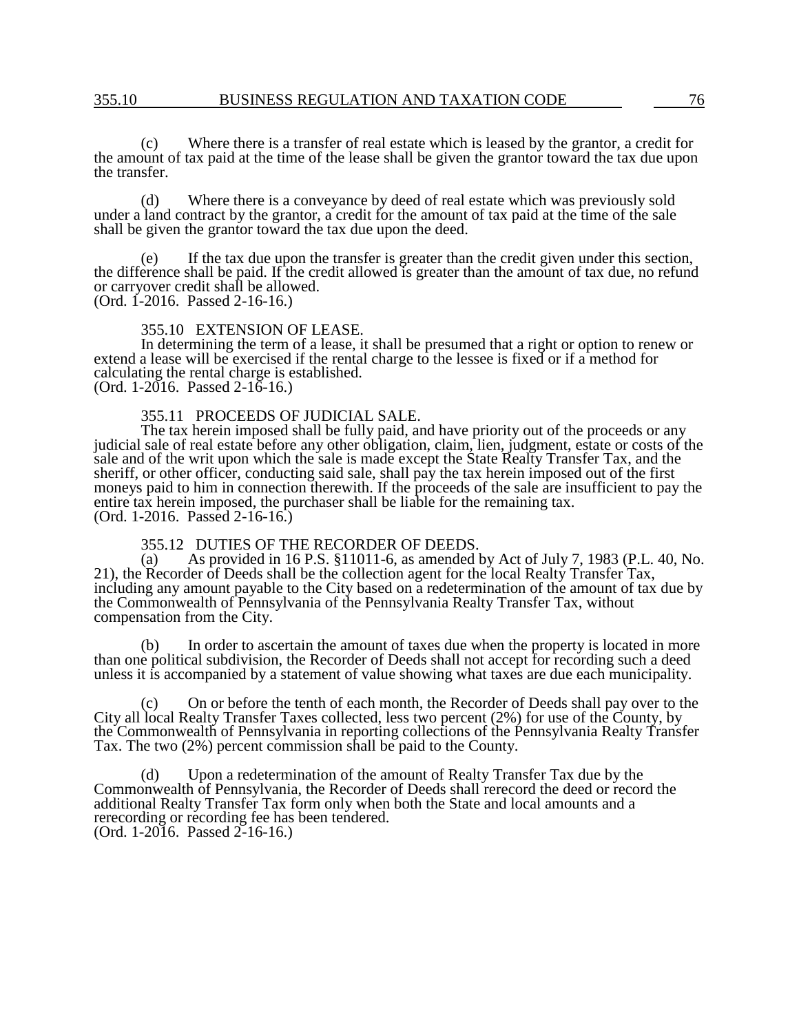(c) Where there is a transfer of real estate which is leased by the grantor, a credit for the amount of tax paid at the time of the lease shall be given the grantor toward the tax due upon the transfer.

(d) Where there is a conveyance by deed of real estate which was previously sold under a land contract by the grantor, a credit for the amount of tax paid at the time of the sale shall be given the grantor toward the tax due upon the deed.

(e) If the tax due upon the transfer is greater than the credit given under this section, the difference shall be paid. If the credit allowed is greater than the amount of tax due, no refund or carryover credit shall be allowed.
(Ord. 1-2016. Passed 2-16-16.)

355.10 EXTENSION OF LEASE.

In determining the term of a lease, it shall be presumed that a right or option to renew or extend a lease will be exercised if the rental charge to the lessee is fixed or if a method for calculating the rental charge is established.
(Ord. 1-2016. Passed 2-16-16.)

355.11 PROCEEDS OF JUDICIAL SALE.

The tax herein imposed shall be fully paid, and have priority out of the proceeds or any judicial sale of real estate before any other obligation, claim, lien, judgment, estate or costs of the sale and of the writ upon which the sale is made except the State Realty Transfer Tax, and the sheriff, or other officer, conducting said sale, shall pay the tax herein imposed out of the first moneys paid to him in connection therewith. If the proceeds of the sale are insufficient to pay the entire tax herein imposed, the purchaser shall be liable for the remaining tax.
(Ord. 1-2016. Passed 2-16-16.)

355.12 DUTIES OF THE RECORDER OF DEEDS.

(a) As provided in 16 P.S. §11011-6, as amended by Act of July 7, 1983 (P.L. 40, No. 21), the Recorder of Deeds shall be the collection agent for the local Realty Transfer Tax, including any amount payable to the City based on a redetermination of the amount of tax due by the Commonwealth of Pennsylvania of the Pennsylvania Realty Transfer Tax, without compensation from the City.

(b) In order to ascertain the amount of taxes due when the property is located in more than one political subdivision, the Recorder of Deeds shall not accept for recording such a deed unless it is accompanied by a statement of value showing what taxes are due each municipality.

(c) On or before the tenth of each month, the Recorder of Deeds shall pay over to the City all local Realty Transfer Taxes collected, less two percent (2%) for use of the County, by the Commonwealth of Pennsylvania in reporting collections of the Pennsylvania Realty Transfer Tax. The two (2%) percent commission shall be paid to the County.

(d) Upon a redetermination of the amount of Realty Transfer Tax due by the Commonwealth of Pennsylvania, the Recorder of Deeds shall rerecord the deed or record the additional Realty Transfer Tax form only when both the State and local amounts and a rerecording or recording fee has been tendered.
(Ord. 1-2016. Passed 2-16-16.)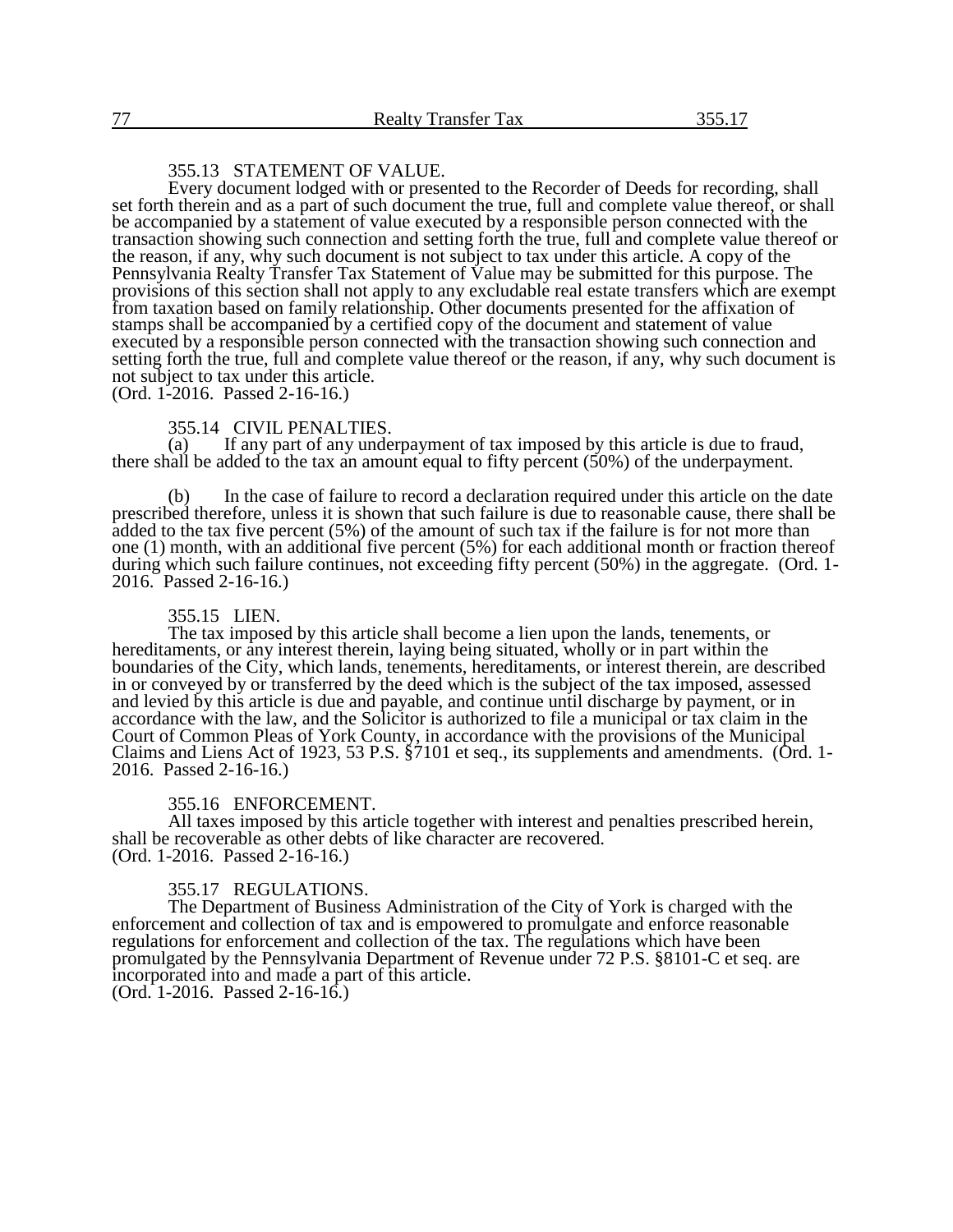### 355.13 STATEMENT OF VALUE.

Every document lodged with or presented to the Recorder of Deeds for recording, shall set forth therein and as a part of such document the true, full and complete value thereof, or shall be accompanied by a statement of value executed by a responsible person connected with the transaction showing such connection and setting forth the true, full and complete value thereof or the reason, if any, why such document is not subject to tax under this article. A copy of the Pennsylvania Realty Transfer Tax Statement of Value may be submitted for this purpose. The provisions of this section shall not apply to any excludable real estate transfers which are exempt from taxation based on family relationship. Other documents presented for the affixation of stamps shall be accompanied by a certified copy of the document and statement of value executed by a responsible person connected with the transaction showing such connection and setting forth the true, full and complete value thereof or the reason, if any, why such document is not subject to tax under this article.
(Ord. 1-2016. Passed 2-16-16.)

### 355.14 CIVIL PENALTIES.

(a) If any part of any underpayment of tax imposed by this article is due to fraud, there shall be added to the tax an amount equal to fifty percent (50%) of the underpayment.

(b) In the case of failure to record a declaration required under this article on the date prescribed therefore, unless it is shown that such failure is due to reasonable cause, there shall be added to the tax five percent (5%) of the amount of such tax if the failure is for not more than one (1) month, with an additional five percent (5%) for each additional month or fraction thereof during which such failure continues, not exceeding fifty percent (50%) in the aggregate. (Ord. 1-2016. Passed 2-16-16.)

### 355.15 LIEN.

The tax imposed by this article shall become a lien upon the lands, tenements, or hereditaments, or any interest therein, laying being situated, wholly or in part within the boundaries of the City, which lands, tenements, hereditaments, or interest therein, are described in or conveyed by or transferred by the deed which is the subject of the tax imposed, assessed and levied by this article is due and payable, and continue until discharge by payment, or in accordance with the law, and the Solicitor is authorized to file a municipal or tax claim in the Court of Common Pleas of York County, in accordance with the provisions of the Municipal Claims and Liens Act of 1923, 53 P.S. §7101 et seq., its supplements and amendments. (Ord. 1-2016. Passed 2-16-16.)

### 355.16 ENFORCEMENT.

All taxes imposed by this article together with interest and penalties prescribed herein, shall be recoverable as other debts of like character are recovered.
(Ord. 1-2016. Passed 2-16-16.)

### 355.17 REGULATIONS.

The Department of Business Administration of the City of York is charged with the enforcement and collection of tax and is empowered to promulgate and enforce reasonable regulations for enforcement and collection of the tax. The regulations which have been promulgated by the Pennsylvania Department of Revenue under 72 P.S. §8101-C et seq. are incorporated into and made a part of this article.
(Ord. 1-2016. Passed 2-16-16.)